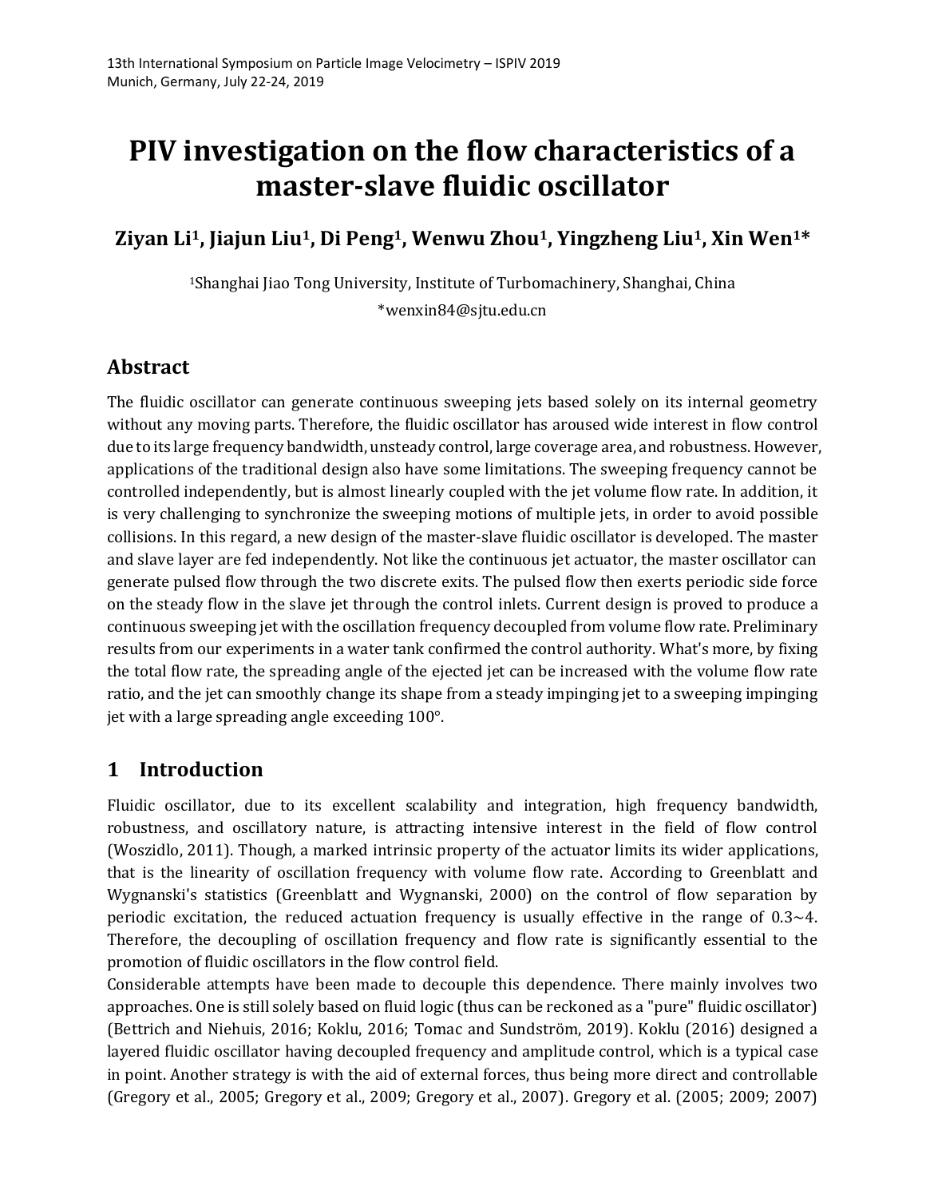# PIV investigation on the flow characteristics of a master-slave fluidic oscillator

**Ziyan Li[1], Jiajun Liu[1], Di Peng[1], Wenwu Zhou[1], Yingzheng Liu[1], Xin Wen[1]***

[1]Shanghai Jiao Tong University, Institute of Turbomachinery, Shanghai, China

*wenxin84@sjtu.edu.cn

## Abstract

The fluidic oscillator can generate continuous sweeping jets based solely on its internal geometry without any moving parts. Therefore, the fluidic oscillator has aroused wide interest in flow control due to its large frequency bandwidth, unsteady control, large coverage area, and robustness. However, applications of the traditional design also have some limitations. The sweeping frequency cannot be controlled independently, but is almost linearly coupled with the jet volume flow rate. In addition, it is very challenging to synchronize the sweeping motions of multiple jets, in order to avoid possible collisions. In this regard, a new design of the master-slave fluidic oscillator is developed. The master and slave layer are fed independently. Not like the continuous jet actuator, the master oscillator can generate pulsed flow through the two discrete exits. The pulsed flow then exerts periodic side force on the steady flow in the slave jet through the control inlets. Current design is proved to produce a continuous sweeping jet with the oscillation frequency decoupled from volume flow rate. Preliminary results from our experiments in a water tank confirmed the control authority. What's more, by fixing the total flow rate, the spreading angle of the ejected jet can be increased with the volume flow rate ratio, and the jet can smoothly change its shape from a steady impinging jet to a sweeping impinging jet with a large spreading angle exceeding 100°.

## 1 Introduction

Fluidic oscillator, due to its excellent scalability and integration, high frequency bandwidth, robustness, and oscillatory nature, is attracting intensive interest in the field of flow control (Woszidlo, 2011). Though, a marked intrinsic property of the actuator limits its wider applications, that is the linearity of oscillation frequency with volume flow rate. According to Greenblatt and Wygnanski's statistics (Greenblatt and Wygnanski, 2000) on the control of flow separation by periodic excitation, the reduced actuation frequency is usually effective in the range of 0.3~4. Therefore, the decoupling of oscillation frequency and flow rate is significantly essential to the promotion of fluidic oscillators in the flow control field.

Considerable attempts have been made to decouple this dependence. There mainly involves two approaches. One is still solely based on fluid logic (thus can be reckoned as a "pure" fluidic oscillator) (Bettrich and Niehuis, 2016; Koklu, 2016; Tomac and Sundström, 2019). Koklu (2016) designed a layered fluidic oscillator having decoupled frequency and amplitude control, which is a typical case in point. Another strategy is with the aid of external forces, thus being more direct and controllable (Gregory et al., 2005; Gregory et al., 2009; Gregory et al., 2007). Gregory et al. (2005; 2009; 2007)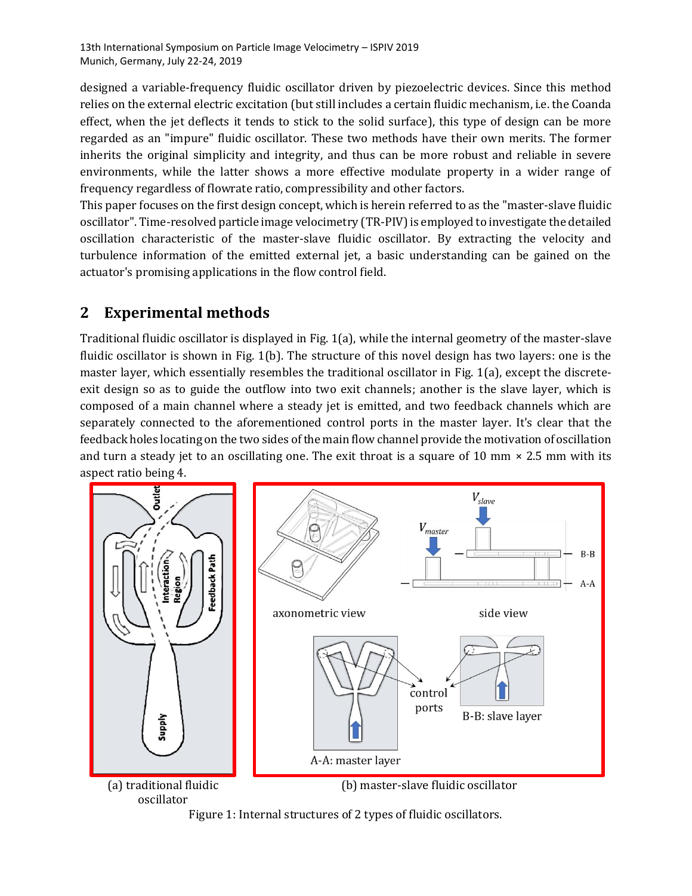designed a variable-frequency fluidic oscillator driven by piezoelectric devices. Since this method relies on the external electric excitation (but still includes a certain fluidic mechanism, i.e. the Coanda effect, when the jet deflects it tends to stick to the solid surface), this type of design can be more regarded as an "impure" fluidic oscillator. These two methods have their own merits. The former inherits the original simplicity and integrity, and thus can be more robust and reliable in severe environments, while the latter shows a more effective modulate property in a wider range of frequency regardless of flowrate ratio, compressibility and other factors.

This paper focuses on the first design concept, which is herein referred to as the "master-slave fluidic oscillator". Time-resolved particle image velocimetry (TR-PIV) is employed to investigate the detailed oscillation characteristic of the master-slave fluidic oscillator. By extracting the velocity and turbulence information of the emitted external jet, a basic understanding can be gained on the actuator's promising applications in the flow control field.

## 2 Experimental methods

Traditional fluidic oscillator is displayed in Fig. 1(a), while the internal geometry of the master-slave fluidic oscillator is shown in Fig. 1(b). The structure of this novel design has two layers: one is the master layer, which essentially resembles the traditional oscillator in Fig. 1(a), except the discrete-exit design so as to guide the outflow into two exit channels; another is the slave layer, which is composed of a main channel where a steady jet is emitted, and two feedback channels which are separately connected to the aforementioned control ports in the master layer. It's clear that the feedback holes locating on the two sides of the main flow channel provide the motivation of oscillation and turn a steady jet to an oscillating one. The exit throat is a square of 10 mm × 2.5 mm with its aspect ratio being 4.

(a) traditional fluidic oscillator

(b) master-slave fluidic oscillator

Figure 1: Internal structures of 2 types of fluidic oscillators.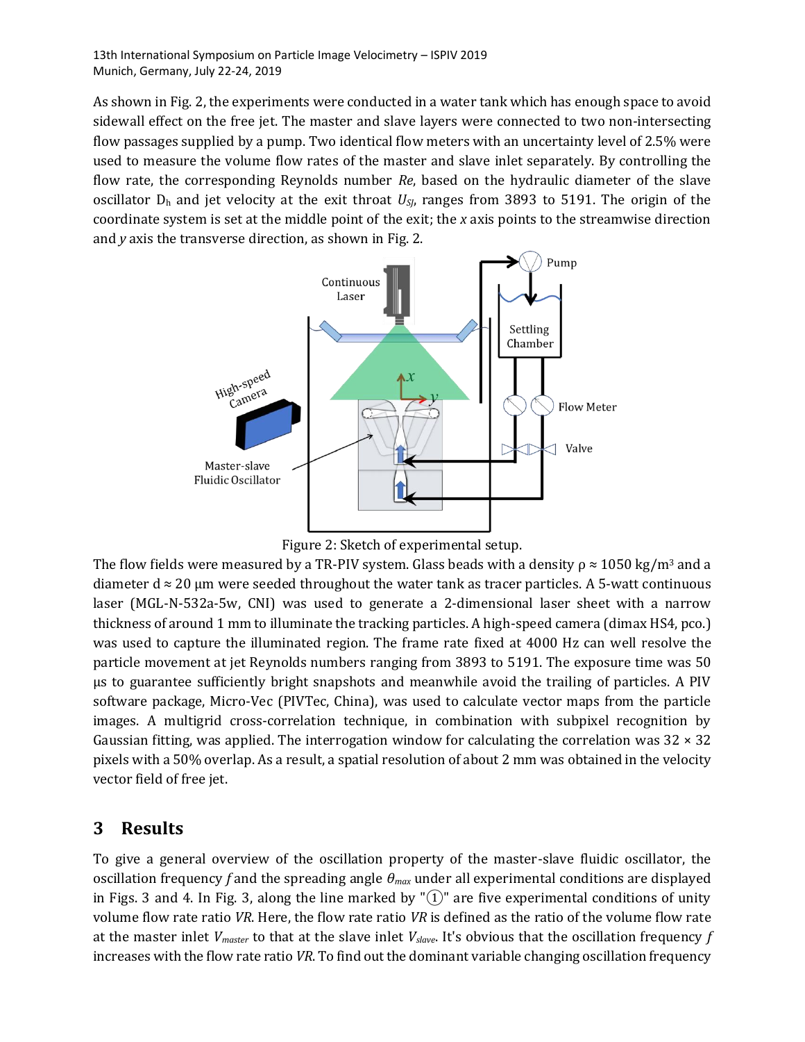As shown in Fig. 2, the experiments were conducted in a water tank which has enough space to avoid sidewall effect on the free jet. The master and slave layers were connected to two non-intersecting flow passages supplied by a pump. Two identical flow meters with an uncertainty level of 2.5% were used to measure the volume flow rates of the master and slave inlet separately. By controlling the flow rate, the corresponding Reynolds number *Re*, based on the hydraulic diameter of the slave oscillator $D_h$ and jet velocity at the exit throat $U_{SJ}$, ranges from 3893 to 5191. The origin of the coordinate system is set at the middle point of the exit; the *x* axis points to the streamwise direction and *y* axis the transverse direction, as shown in Fig. 2.

Figure 2: Sketch of experimental setup.

The flow fields were measured by a TR-PIV system. Glass beads with a density ρ ≈ 1050 kg/m$^3$ and a diameter d ≈ 20 μm were seeded throughout the water tank as tracer particles. A 5-watt continuous laser (MGL-N-532a-5w, CNI) was used to generate a 2-dimensional laser sheet with a narrow thickness of around 1 mm to illuminate the tracking particles. A high-speed camera (dimax HS4, pco.) was used to capture the illuminated region. The frame rate fixed at 4000 Hz can well resolve the particle movement at jet Reynolds numbers ranging from 3893 to 5191. The exposure time was 50 μs to guarantee sufficiently bright snapshots and meanwhile avoid the trailing of particles. A PIV software package, Micro-Vec (PIVTec, China), was used to calculate vector maps from the particle images. A multigrid cross-correlation technique, in combination with subpixel recognition by Gaussian fitting, was applied. The interrogation window for calculating the correlation was 32 × 32 pixels with a 50% overlap. As a result, a spatial resolution of about 2 mm was obtained in the velocity vector field of free jet.

## 3 Results

To give a general overview of the oscillation property of the master-slave fluidic oscillator, the oscillation frequency *f* and the spreading angle $\theta_{max}$ under all experimental conditions are displayed in Figs. 3 and 4. In Fig. 3, along the line marked by "①" are five experimental conditions of unity volume flow rate ratio *VR*. Here, the flow rate ratio *VR* is defined as the ratio of the volume flow rate at the master inlet $V_{master}$ to that at the slave inlet $V_{slave}$. It's obvious that the oscillation frequency *f* increases with the flow rate ratio *VR*. To find out the dominant variable changing oscillation frequency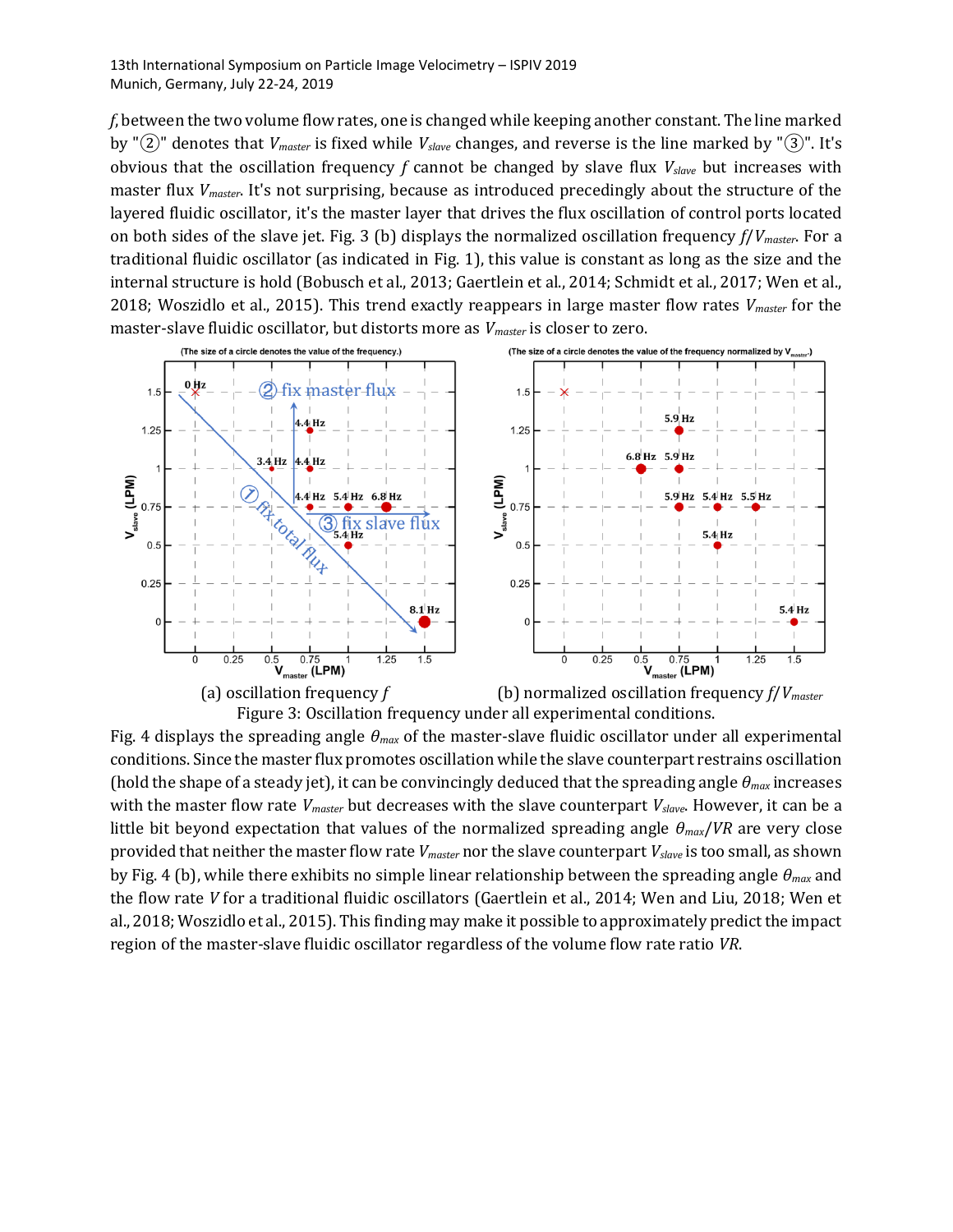*f*, between the two volume flow rates, one is changed while keeping another constant. The line marked by "②" denotes that $V_{master}$ is fixed while $V_{slave}$ changes, and reverse is the line marked by "③". It's obvious that the oscillation frequency $f$ cannot be changed by slave flux $V_{slave}$ but increases with master flux $V_{master}$. It's not surprising, because as introduced precedingly about the structure of the layered fluidic oscillator, it's the master layer that drives the flux oscillation of control ports located on both sides of the slave jet. Fig. 3 (b) displays the normalized oscillation frequency $f/V_{master}$. For a traditional fluidic oscillator (as indicated in Fig. 1), this value is constant as long as the size and the internal structure is hold (Bobusch et al., 2013; Gaertlein et al., 2014; Schmidt et al., 2017; Wen et al., 2018; Woszidlo et al., 2015). This trend exactly reappears in large master flow rates $V_{master}$ for the master-slave fluidic oscillator, but distorts more as $V_{master}$ is closer to zero.

(a) oscillation frequency $f$ (b) normalized oscillation frequency $f/V_{master}$

Figure 3: Oscillation frequency under all experimental conditions.

Fig. 4 displays the spreading angle $\theta_{max}$ of the master-slave fluidic oscillator under all experimental conditions. Since the master flux promotes oscillation while the slave counterpart restrains oscillation (hold the shape of a steady jet), it can be convincingly deduced that the spreading angle $\theta_{max}$ increases with the master flow rate $V_{master}$ but decreases with the slave counterpart $V_{slave}$. However, it can be a little bit beyond expectation that values of the normalized spreading angle $\theta_{max}/VR$ are very close provided that neither the master flow rate $V_{master}$ nor the slave counterpart $V_{slave}$ is too small, as shown by Fig. 4 (b), while there exhibits no simple linear relationship between the spreading angle $\theta_{max}$ and the flow rate $V$ for a traditional fluidic oscillators (Gaertlein et al., 2014; Wen and Liu, 2018; Wen et al., 2018; Woszidlo et al., 2015). This finding may make it possible to approximately predict the impact region of the master-slave fluidic oscillator regardless of the volume flow rate ratio $VR$.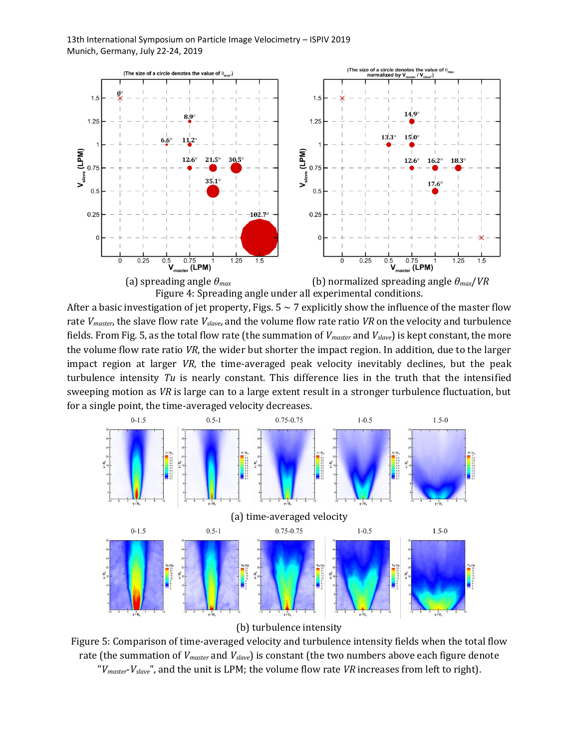(a) spreading angle $\theta_{max}$ (b) normalized spreading angle $\theta_{max}/VR$

Figure 4: Spreading angle under all experimental conditions.

After a basic investigation of jet property, Figs. 5 ~ 7 explicitly show the influence of the master flow rate $V_{master}$, the slave flow rate $V_{slave}$, and the volume flow rate ratio $VR$ on the velocity and turbulence fields. From Fig. 5, as the total flow rate (the summation of $V_{master}$ and $V_{slave}$) is kept constant, the more the volume flow rate ratio $VR$, the wider but shorter the impact region. In addition, due to the larger impact region at larger $VR$, the time-averaged peak velocity inevitably declines, but the peak turbulence intensity $Tu$ is nearly constant. This difference lies in the truth that the intensified sweeping motion as $VR$ is large can to a large extent result in a stronger turbulence fluctuation, but for a single point, the time-averaged velocity decreases.

(a) time-averaged velocity

(b) turbulence intensity

Figure 5: Comparison of time-averaged velocity and turbulence intensity fields when the total flow rate (the summation of $V_{master}$ and $V_{slave}$) is constant (the two numbers above each figure denote "$V_{master}$-$V_{slave}$", and the unit is LPM; the volume flow rate $VR$ increases from left to right).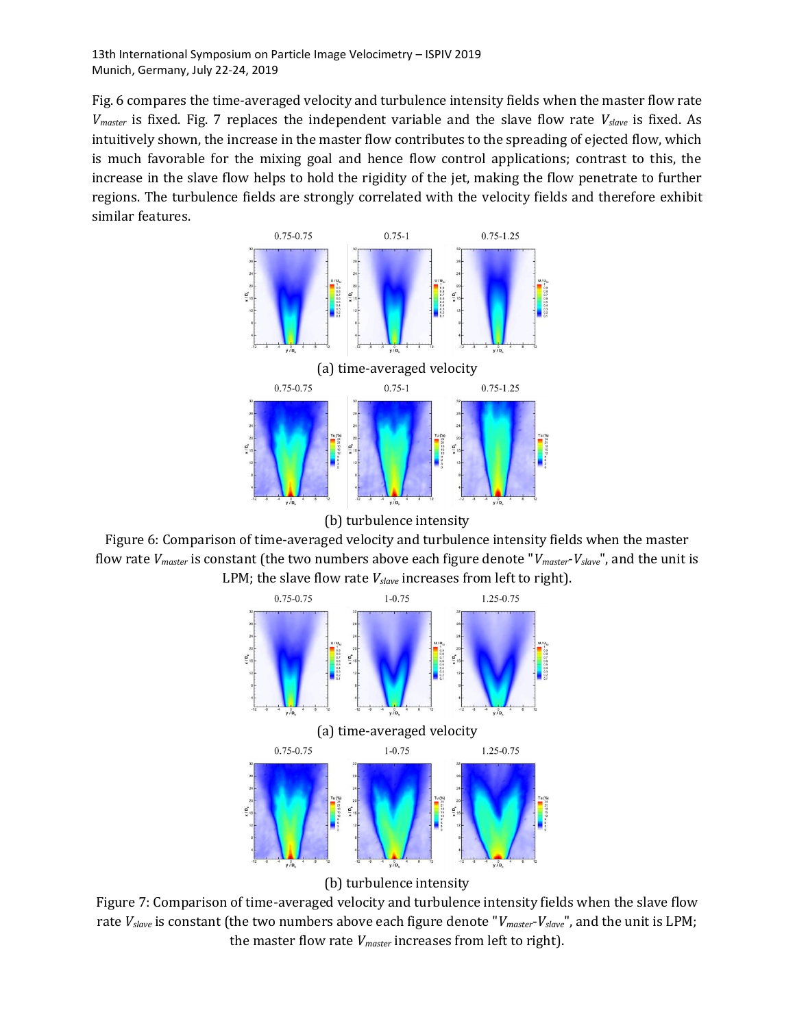Fig. 6 compares the time-averaged velocity and turbulence intensity fields when the master flow rate $V_{master}$ is fixed. Fig. 7 replaces the independent variable and the slave flow rate $V_{slave}$ is fixed. As intuitively shown, the increase in the master flow contributes to the spreading of ejected flow, which is much favorable for the mixing goal and hence flow control applications; contrast to this, the increase in the slave flow helps to hold the rigidity of the jet, making the flow penetrate to further regions. The turbulence fields are strongly correlated with the velocity fields and therefore exhibit similar features.

(a) time-averaged velocity

(b) turbulence intensity

Figure 6: Comparison of time-averaged velocity and turbulence intensity fields when the master flow rate $V_{master}$ is constant (the two numbers above each figure denote "$V_{master}$-$V_{slave}$", and the unit is LPM; the slave flow rate $V_{slave}$ increases from left to right).

(a) time-averaged velocity

(b) turbulence intensity

Figure 7: Comparison of time-averaged velocity and turbulence intensity fields when the slave flow rate $V_{slave}$ is constant (the two numbers above each figure denote "$V_{master}$-$V_{slave}$", and the unit is LPM; the master flow rate $V_{master}$ increases from left to right).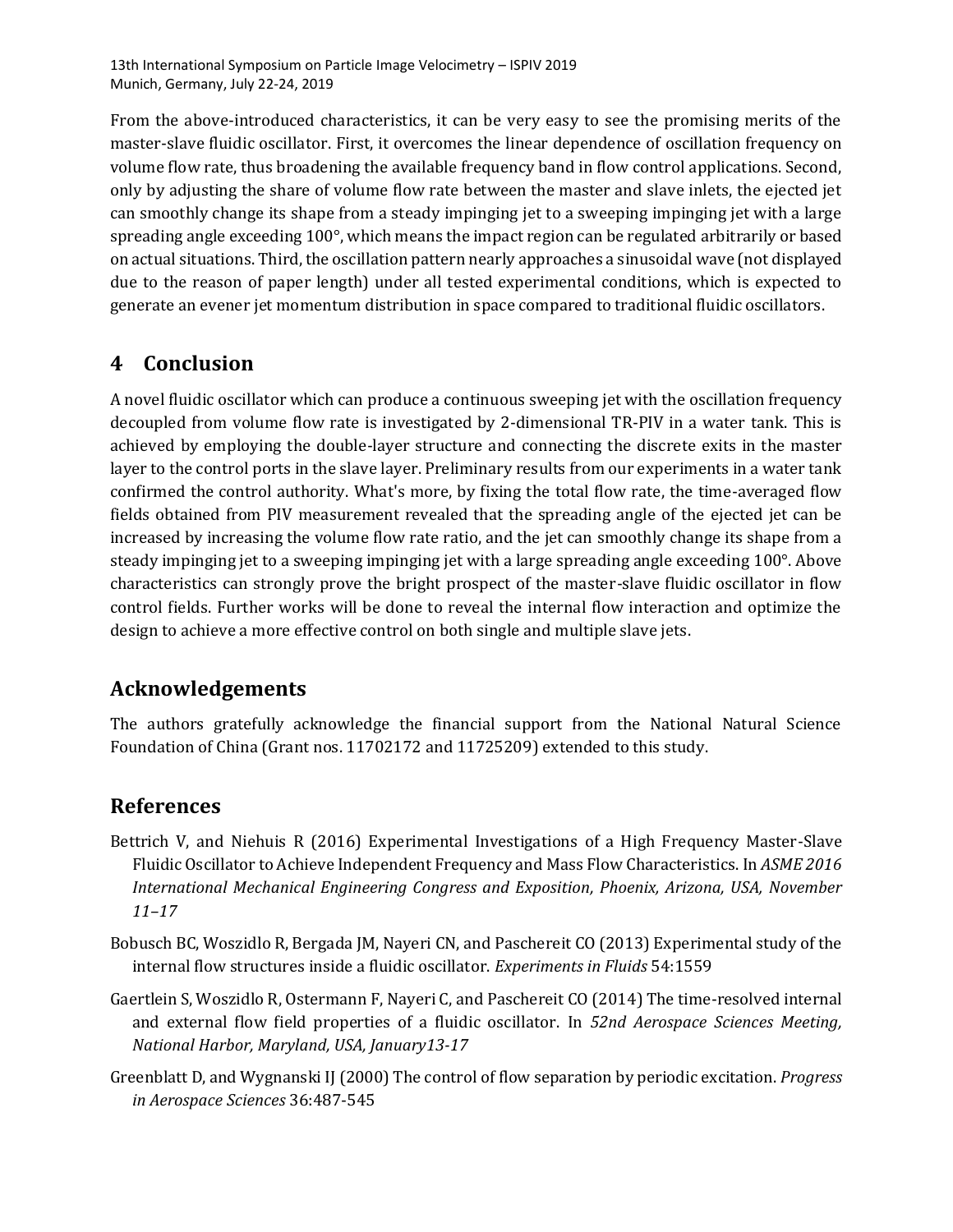From the above-introduced characteristics, it can be very easy to see the promising merits of the master-slave fluidic oscillator. First, it overcomes the linear dependence of oscillation frequency on volume flow rate, thus broadening the available frequency band in flow control applications. Second, only by adjusting the share of volume flow rate between the master and slave inlets, the ejected jet can smoothly change its shape from a steady impinging jet to a sweeping impinging jet with a large spreading angle exceeding 100°, which means the impact region can be regulated arbitrarily or based on actual situations. Third, the oscillation pattern nearly approaches a sinusoidal wave (not displayed due to the reason of paper length) under all tested experimental conditions, which is expected to generate an evener jet momentum distribution in space compared to traditional fluidic oscillators.

## 4 Conclusion

A novel fluidic oscillator which can produce a continuous sweeping jet with the oscillation frequency decoupled from volume flow rate is investigated by 2-dimensional TR-PIV in a water tank. This is achieved by employing the double-layer structure and connecting the discrete exits in the master layer to the control ports in the slave layer. Preliminary results from our experiments in a water tank confirmed the control authority. What's more, by fixing the total flow rate, the time-averaged flow fields obtained from PIV measurement revealed that the spreading angle of the ejected jet can be increased by increasing the volume flow rate ratio, and the jet can smoothly change its shape from a steady impinging jet to a sweeping impinging jet with a large spreading angle exceeding 100°. Above characteristics can strongly prove the bright prospect of the master-slave fluidic oscillator in flow control fields. Further works will be done to reveal the internal flow interaction and optimize the design to achieve a more effective control on both single and multiple slave jets.

## Acknowledgements

The authors gratefully acknowledge the financial support from the National Natural Science Foundation of China (Grant nos. 11702172 and 11725209) extended to this study.

## References

Bettrich V, and Niehuis R (2016) Experimental Investigations of a High Frequency Master-Slave Fluidic Oscillator to Achieve Independent Frequency and Mass Flow Characteristics. In *ASME 2016 International Mechanical Engineering Congress and Exposition, Phoenix, Arizona, USA, November 11–17*

Bobusch BC, Woszidlo R, Bergada JM, Nayeri CN, and Paschereit CO (2013) Experimental study of the internal flow structures inside a fluidic oscillator. *Experiments in Fluids* 54:1559

Gaertlein S, Woszidlo R, Ostermann F, Nayeri C, and Paschereit CO (2014) The time-resolved internal and external flow field properties of a fluidic oscillator. In *52nd Aerospace Sciences Meeting, National Harbor, Maryland, USA, January13-17*

Greenblatt D, and Wygnanski IJ (2000) The control of flow separation by periodic excitation. *Progress in Aerospace Sciences* 36:487-545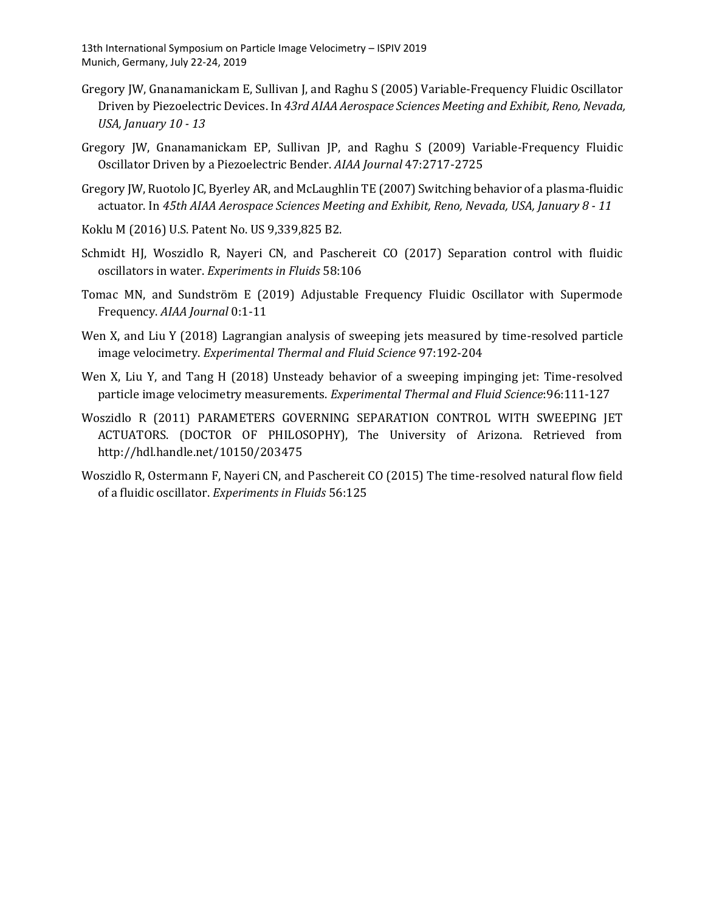Gregory JW, Gnanamanickam E, Sullivan J, and Raghu S (2005) Variable-Frequency Fluidic Oscillator Driven by Piezoelectric Devices. In *43rd AIAA Aerospace Sciences Meeting and Exhibit, Reno, Nevada, USA, January 10 - 13*

Gregory JW, Gnanamanickam EP, Sullivan JP, and Raghu S (2009) Variable-Frequency Fluidic Oscillator Driven by a Piezoelectric Bender. *AIAA Journal* 47:2717-2725

Gregory JW, Ruotolo JC, Byerley AR, and McLaughlin TE (2007) Switching behavior of a plasma-fluidic actuator. In *45th AIAA Aerospace Sciences Meeting and Exhibit, Reno, Nevada, USA, January 8 - 11*

Koklu M (2016) U.S. Patent No. US 9,339,825 B2.

Schmidt HJ, Woszidlo R, Nayeri CN, and Paschereit CO (2017) Separation control with fluidic oscillators in water. *Experiments in Fluids* 58:106

Tomac MN, and Sundström E (2019) Adjustable Frequency Fluidic Oscillator with Supermode Frequency. *AIAA Journal* 0:1-11

Wen X, and Liu Y (2018) Lagrangian analysis of sweeping jets measured by time-resolved particle image velocimetry. *Experimental Thermal and Fluid Science* 97:192-204

Wen X, Liu Y, and Tang H (2018) Unsteady behavior of a sweeping impinging jet: Time-resolved particle image velocimetry measurements. *Experimental Thermal and Fluid Science*:96:111-127

Woszidlo R (2011) PARAMETERS GOVERNING SEPARATION CONTROL WITH SWEEPING JET ACTUATORS. (DOCTOR OF PHILOSOPHY), The University of Arizona. Retrieved from http://hdl.handle.net/10150/203475

Woszidlo R, Ostermann F, Nayeri CN, and Paschereit CO (2015) The time-resolved natural flow field of a fluidic oscillator. *Experiments in Fluids* 56:125